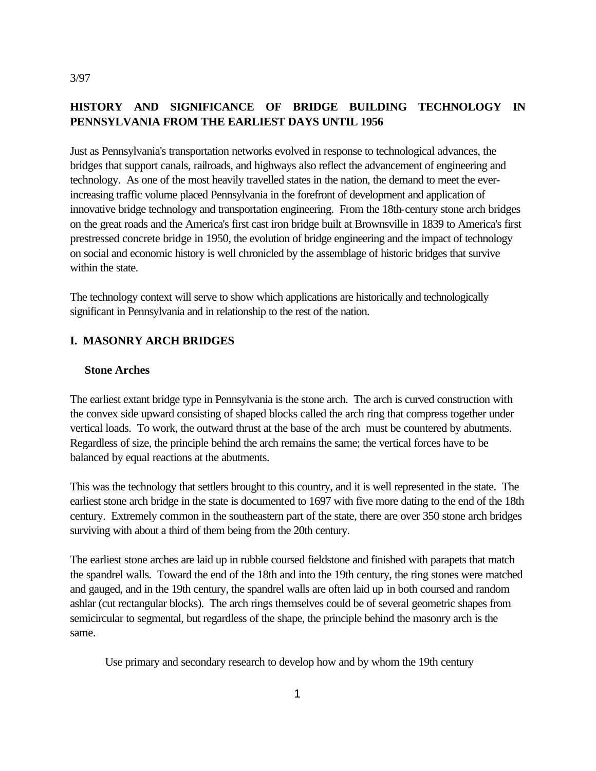3/97

# HISTORY AND SIGNIFICANCE OF BRIDGE BUILDING TECHNOLOGY IN PENNSYLVANIA FROM THE EARLIEST DAYS UNTIL 1956

Just as Pennsylvania's transportation networks evolved in response to technological advances, the bridges that support canals, railroads, and highways also reflect the advancement of engineering and technology. As one of the most heavily travelled states in the nation, the demand to meet the ever-increasing traffic volume placed Pennsylvania in the forefront of development and application of innovative bridge technology and transportation engineering. From the 18th-century stone arch bridges on the great roads and the America's first cast iron bridge built at Brownsville in 1839 to America's first prestressed concrete bridge in 1950, the evolution of bridge engineering and the impact of technology on social and economic history is well chronicled by the assemblage of historic bridges that survive within the state.

The technology context will serve to show which applications are historically and technologically significant in Pennsylvania and in relationship to the rest of the nation.

## I. MASONRY ARCH BRIDGES

### Stone Arches

The earliest extant bridge type in Pennsylvania is the stone arch. The arch is curved construction with the convex side upward consisting of shaped blocks called the arch ring that compress together under vertical loads. To work, the outward thrust at the base of the arch must be countered by abutments. Regardless of size, the principle behind the arch remains the same; the vertical forces have to be balanced by equal reactions at the abutments.

This was the technology that settlers brought to this country, and it is well represented in the state. The earliest stone arch bridge in the state is documented to 1697 with five more dating to the end of the 18th century. Extremely common in the southeastern part of the state, there are over 350 stone arch bridges surviving with about a third of them being from the 20th century.

The earliest stone arches are laid up in rubble coursed fieldstone and finished with parapets that match the spandrel walls. Toward the end of the 18th and into the 19th century, the ring stones were matched and gauged, and in the 19th century, the spandrel walls are often laid up in both coursed and random ashlar (cut rectangular blocks). The arch rings themselves could be of several geometric shapes from semicircular to segmental, but regardless of the shape, the principle behind the masonry arch is the same.

Use primary and secondary research to develop how and by whom the 19th century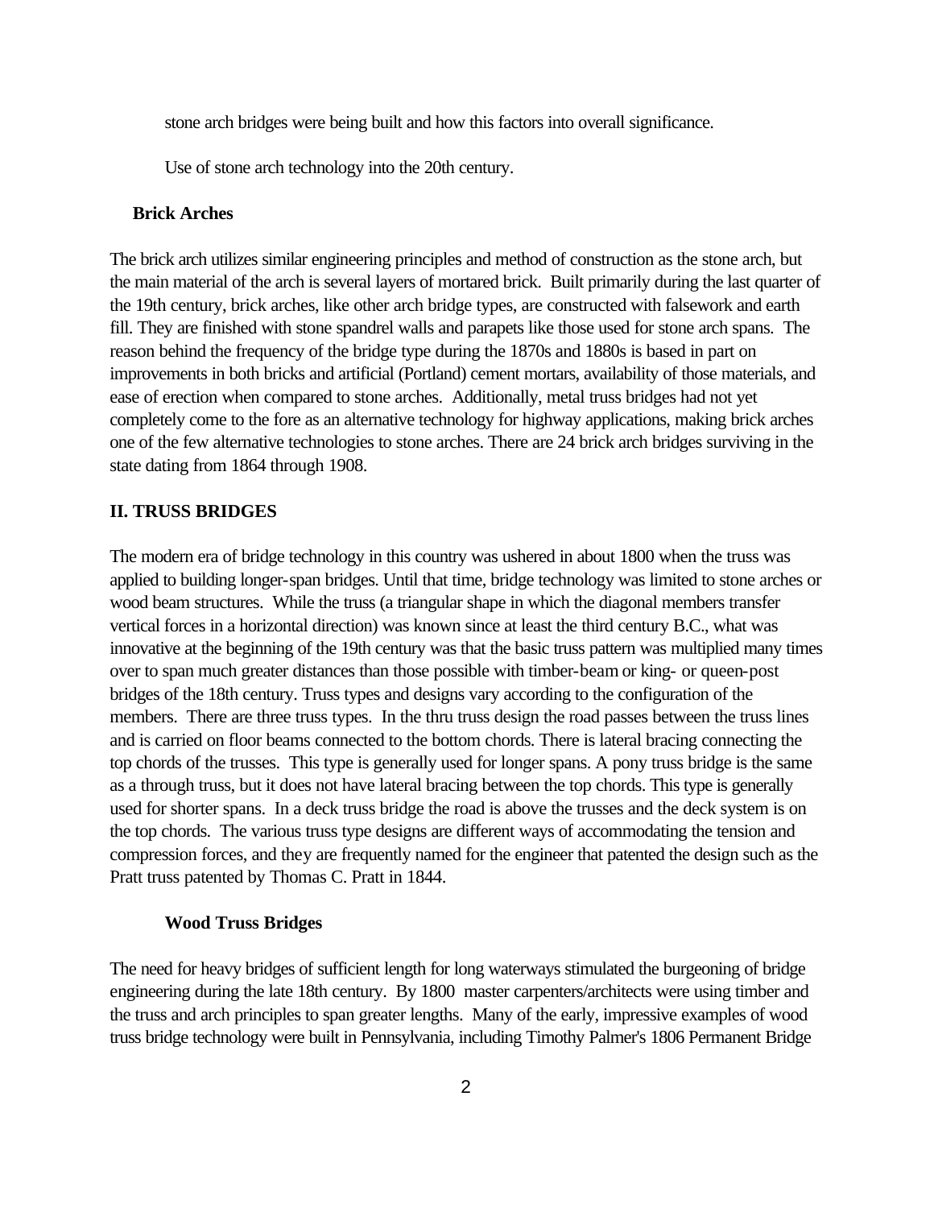stone arch bridges were being built and how this factors into overall significance.

Use of stone arch technology into the 20th century.

### Brick Arches

The brick arch utilizes similar engineering principles and method of construction as the stone arch, but the main material of the arch is several layers of mortared brick. Built primarily during the last quarter of the 19th century, brick arches, like other arch bridge types, are constructed with falsework and earth fill. They are finished with stone spandrel walls and parapets like those used for stone arch spans. The reason behind the frequency of the bridge type during the 1870s and 1880s is based in part on improvements in both bricks and artificial (Portland) cement mortars, availability of those materials, and ease of erection when compared to stone arches. Additionally, metal truss bridges had not yet completely come to the fore as an alternative technology for highway applications, making brick arches one of the few alternative technologies to stone arches. There are 24 brick arch bridges surviving in the state dating from 1864 through 1908.

## II. TRUSS BRIDGES

The modern era of bridge technology in this country was ushered in about 1800 when the truss was applied to building longer-span bridges. Until that time, bridge technology was limited to stone arches or wood beam structures. While the truss (a triangular shape in which the diagonal members transfer vertical forces in a horizontal direction) was known since at least the third century B.C., what was innovative at the beginning of the 19th century was that the basic truss pattern was multiplied many times over to span much greater distances than those possible with timber-beam or king- or queen-post bridges of the 18th century. Truss types and designs vary according to the configuration of the members. There are three truss types. In the thru truss design the road passes between the truss lines and is carried on floor beams connected to the bottom chords. There is lateral bracing connecting the top chords of the trusses. This type is generally used for longer spans. A pony truss bridge is the same as a through truss, but it does not have lateral bracing between the top chords. This type is generally used for shorter spans. In a deck truss bridge the road is above the trusses and the deck system is on the top chords. The various truss type designs are different ways of accommodating the tension and compression forces, and they are frequently named for the engineer that patented the design such as the Pratt truss patented by Thomas C. Pratt in 1844.

### Wood Truss Bridges

The need for heavy bridges of sufficient length for long waterways stimulated the burgeoning of bridge engineering during the late 18th century. By 1800 master carpenters/architects were using timber and the truss and arch principles to span greater lengths. Many of the early, impressive examples of wood truss bridge technology were built in Pennsylvania, including Timothy Palmer's 1806 Permanent Bridge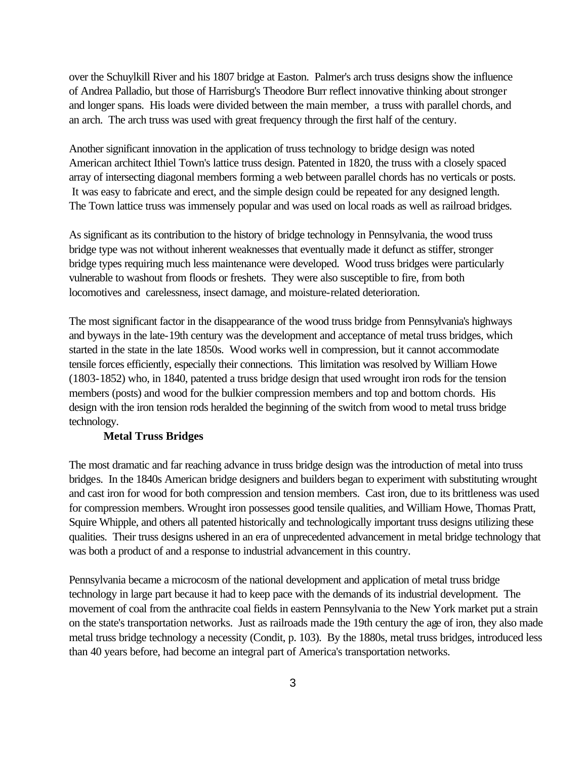over the Schuylkill River and his 1807 bridge at Easton. Palmer's arch truss designs show the influence of Andrea Palladio, but those of Harrisburg's Theodore Burr reflect innovative thinking about stronger and longer spans. His loads were divided between the main member, a truss with parallel chords, and an arch. The arch truss was used with great frequency through the first half of the century.

Another significant innovation in the application of truss technology to bridge design was noted American architect Ithiel Town's lattice truss design. Patented in 1820, the truss with a closely spaced array of intersecting diagonal members forming a web between parallel chords has no verticals or posts. It was easy to fabricate and erect, and the simple design could be repeated for any designed length. The Town lattice truss was immensely popular and was used on local roads as well as railroad bridges.

As significant as its contribution to the history of bridge technology in Pennsylvania, the wood truss bridge type was not without inherent weaknesses that eventually made it defunct as stiffer, stronger bridge types requiring much less maintenance were developed. Wood truss bridges were particularly vulnerable to washout from floods or freshets. They were also susceptible to fire, from both locomotives and carelessness, insect damage, and moisture-related deterioration.

The most significant factor in the disappearance of the wood truss bridge from Pennsylvania's highways and byways in the late-19th century was the development and acceptance of metal truss bridges, which started in the state in the late 1850s. Wood works well in compression, but it cannot accommodate tensile forces efficiently, especially their connections. This limitation was resolved by William Howe (1803-1852) who, in 1840, patented a truss bridge design that used wrought iron rods for the tension members (posts) and wood for the bulkier compression members and top and bottom chords. His design with the iron tension rods heralded the beginning of the switch from wood to metal truss bridge technology.

### Metal Truss Bridges

The most dramatic and far reaching advance in truss bridge design was the introduction of metal into truss bridges. In the 1840s American bridge designers and builders began to experiment with substituting wrought and cast iron for wood for both compression and tension members. Cast iron, due to its brittleness was used for compression members. Wrought iron possesses good tensile qualities, and William Howe, Thomas Pratt, Squire Whipple, and others all patented historically and technologically important truss designs utilizing these qualities. Their truss designs ushered in an era of unprecedented advancement in metal bridge technology that was both a product of and a response to industrial advancement in this country.

Pennsylvania became a microcosm of the national development and application of metal truss bridge technology in large part because it had to keep pace with the demands of its industrial development. The movement of coal from the anthracite coal fields in eastern Pennsylvania to the New York market put a strain on the state's transportation networks. Just as railroads made the 19th century the age of iron, they also made metal truss bridge technology a necessity (Condit, p. 103). By the 1880s, metal truss bridges, introduced less than 40 years before, had become an integral part of America's transportation networks.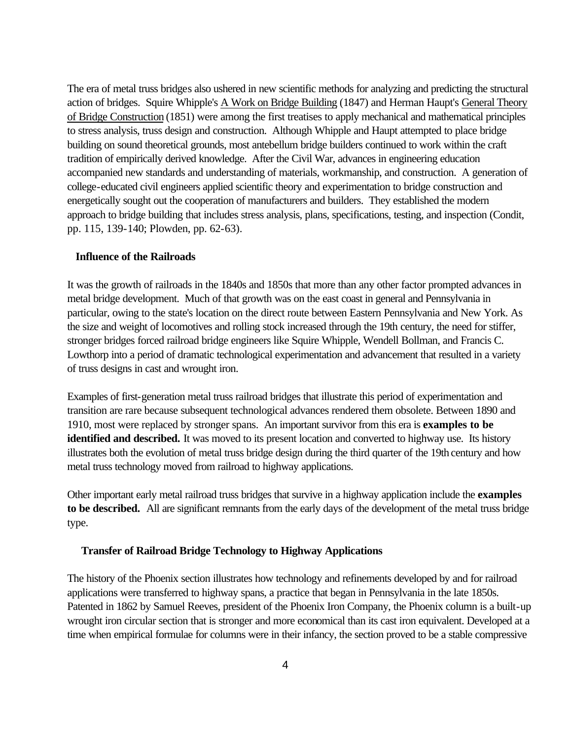The era of metal truss bridges also ushered in new scientific methods for analyzing and predicting the structural action of bridges. Squire Whipple's A Work on Bridge Building (1847) and Herman Haupt's General Theory of Bridge Construction (1851) were among the first treatises to apply mechanical and mathematical principles to stress analysis, truss design and construction. Although Whipple and Haupt attempted to place bridge building on sound theoretical grounds, most antebellum bridge builders continued to work within the craft tradition of empirically derived knowledge. After the Civil War, advances in engineering education accompanied new standards and understanding of materials, workmanship, and construction. A generation of college-educated civil engineers applied scientific theory and experimentation to bridge construction and energetically sought out the cooperation of manufacturers and builders. They established the modern approach to bridge building that includes stress analysis, plans, specifications, testing, and inspection (Condit, pp. 115, 139-140; Plowden, pp. 62-63).

### Influence of the Railroads

It was the growth of railroads in the 1840s and 1850s that more than any other factor prompted advances in metal bridge development. Much of that growth was on the east coast in general and Pennsylvania in particular, owing to the state's location on the direct route between Eastern Pennsylvania and New York. As the size and weight of locomotives and rolling stock increased through the 19th century, the need for stiffer, stronger bridges forced railroad bridge engineers like Squire Whipple, Wendell Bollman, and Francis C. Lowthorp into a period of dramatic technological experimentation and advancement that resulted in a variety of truss designs in cast and wrought iron.

Examples of first-generation metal truss railroad bridges that illustrate this period of experimentation and transition are rare because subsequent technological advances rendered them obsolete. Between 1890 and 1910, most were replaced by stronger spans. An important survivor from this era is **examples to be identified and described.** It was moved to its present location and converted to highway use. Its history illustrates both the evolution of metal truss bridge design during the third quarter of the 19th century and how metal truss technology moved from railroad to highway applications.

Other important early metal railroad truss bridges that survive in a highway application include the **examples to be described.** All are significant remnants from the early days of the development of the metal truss bridge type.

### Transfer of Railroad Bridge Technology to Highway Applications

The history of the Phoenix section illustrates how technology and refinements developed by and for railroad applications were transferred to highway spans, a practice that began in Pennsylvania in the late 1850s. Patented in 1862 by Samuel Reeves, president of the Phoenix Iron Company, the Phoenix column is a built-up wrought iron circular section that is stronger and more economical than its cast iron equivalent. Developed at a time when empirical formulae for columns were in their infancy, the section proved to be a stable compressive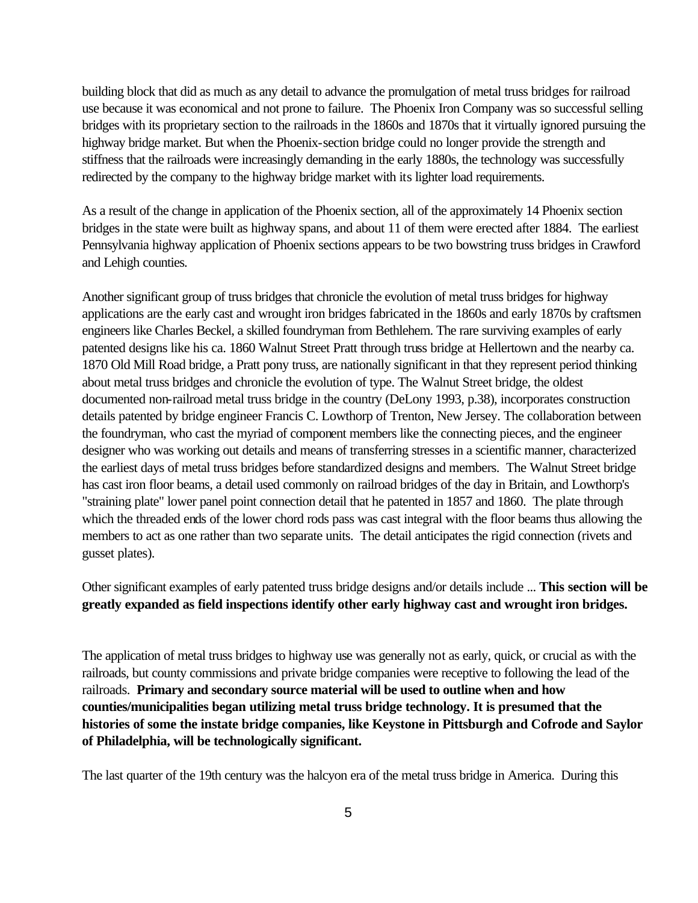building block that did as much as any detail to advance the promulgation of metal truss bridges for railroad use because it was economical and not prone to failure. The Phoenix Iron Company was so successful selling bridges with its proprietary section to the railroads in the 1860s and 1870s that it virtually ignored pursuing the highway bridge market. But when the Phoenix-section bridge could no longer provide the strength and stiffness that the railroads were increasingly demanding in the early 1880s, the technology was successfully redirected by the company to the highway bridge market with its lighter load requirements.

As a result of the change in application of the Phoenix section, all of the approximately 14 Phoenix section bridges in the state were built as highway spans, and about 11 of them were erected after 1884. The earliest Pennsylvania highway application of Phoenix sections appears to be two bowstring truss bridges in Crawford and Lehigh counties.

Another significant group of truss bridges that chronicle the evolution of metal truss bridges for highway applications are the early cast and wrought iron bridges fabricated in the 1860s and early 1870s by craftsmen engineers like Charles Beckel, a skilled foundryman from Bethlehem. The rare surviving examples of early patented designs like his ca. 1860 Walnut Street Pratt through truss bridge at Hellertown and the nearby ca. 1870 Old Mill Road bridge, a Pratt pony truss, are nationally significant in that they represent period thinking about metal truss bridges and chronicle the evolution of type. The Walnut Street bridge, the oldest documented non-railroad metal truss bridge in the country (DeLony 1993, p.38), incorporates construction details patented by bridge engineer Francis C. Lowthorp of Trenton, New Jersey. The collaboration between the foundryman, who cast the myriad of component members like the connecting pieces, and the engineer designer who was working out details and means of transferring stresses in a scientific manner, characterized the earliest days of metal truss bridges before standardized designs and members. The Walnut Street bridge has cast iron floor beams, a detail used commonly on railroad bridges of the day in Britain, and Lowthorp's "straining plate" lower panel point connection detail that he patented in 1857 and 1860. The plate through which the threaded ends of the lower chord rods pass was cast integral with the floor beams thus allowing the members to act as one rather than two separate units. The detail anticipates the rigid connection (rivets and gusset plates).

Other significant examples of early patented truss bridge designs and/or details include ... **This section will be greatly expanded as field inspections identify other early highway cast and wrought iron bridges.**

The application of metal truss bridges to highway use was generally not as early, quick, or crucial as with the railroads, but county commissions and private bridge companies were receptive to following the lead of the railroads. **Primary and secondary source material will be used to outline when and how counties/municipalities began utilizing metal truss bridge technology. It is presumed that the histories of some the instate bridge companies, like Keystone in Pittsburgh and Cofrode and Saylor of Philadelphia, will be technologically significant.**

The last quarter of the 19th century was the halcyon era of the metal truss bridge in America. During this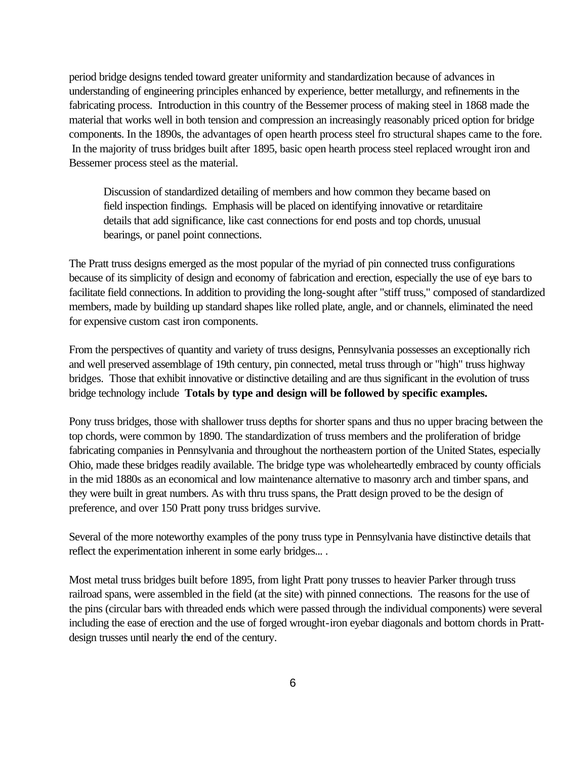period bridge designs tended toward greater uniformity and standardization because of advances in understanding of engineering principles enhanced by experience, better metallurgy, and refinements in the fabricating process. Introduction in this country of the Bessemer process of making steel in 1868 made the material that works well in both tension and compression an increasingly reasonably priced option for bridge components. In the 1890s, the advantages of open hearth process steel fro structural shapes came to the fore. In the majority of truss bridges built after 1895, basic open hearth process steel replaced wrought iron and Bessemer process steel as the material.

> Discussion of standardized detailing of members and how common they became based on field inspection findings. Emphasis will be placed on identifying innovative or retarditaire details that add significance, like cast connections for end posts and top chords, unusual bearings, or panel point connections.

The Pratt truss designs emerged as the most popular of the myriad of pin connected truss configurations because of its simplicity of design and economy of fabrication and erection, especially the use of eye bars to facilitate field connections. In addition to providing the long-sought after "stiff truss," composed of standardized members, made by building up standard shapes like rolled plate, angle, and or channels, eliminated the need for expensive custom cast iron components.

From the perspectives of quantity and variety of truss designs, Pennsylvania possesses an exceptionally rich and well preserved assemblage of 19th century, pin connected, metal truss through or "high" truss highway bridges. Those that exhibit innovative or distinctive detailing and are thus significant in the evolution of truss bridge technology include **Totals by type and design will be followed by specific examples.**

Pony truss bridges, those with shallower truss depths for shorter spans and thus no upper bracing between the top chords, were common by 1890. The standardization of truss members and the proliferation of bridge fabricating companies in Pennsylvania and throughout the northeastern portion of the United States, especially Ohio, made these bridges readily available. The bridge type was wholeheartedly embraced by county officials in the mid 1880s as an economical and low maintenance alternative to masonry arch and timber spans, and they were built in great numbers. As with thru truss spans, the Pratt design proved to be the design of preference, and over 150 Pratt pony truss bridges survive.

Several of the more noteworthy examples of the pony truss type in Pennsylvania have distinctive details that reflect the experimentation inherent in some early bridges... .

Most metal truss bridges built before 1895, from light Pratt pony trusses to heavier Parker through truss railroad spans, were assembled in the field (at the site) with pinned connections. The reasons for the use of the pins (circular bars with threaded ends which were passed through the individual components) were several including the ease of erection and the use of forged wrought-iron eyebar diagonals and bottom chords in Pratt-design trusses until nearly the end of the century.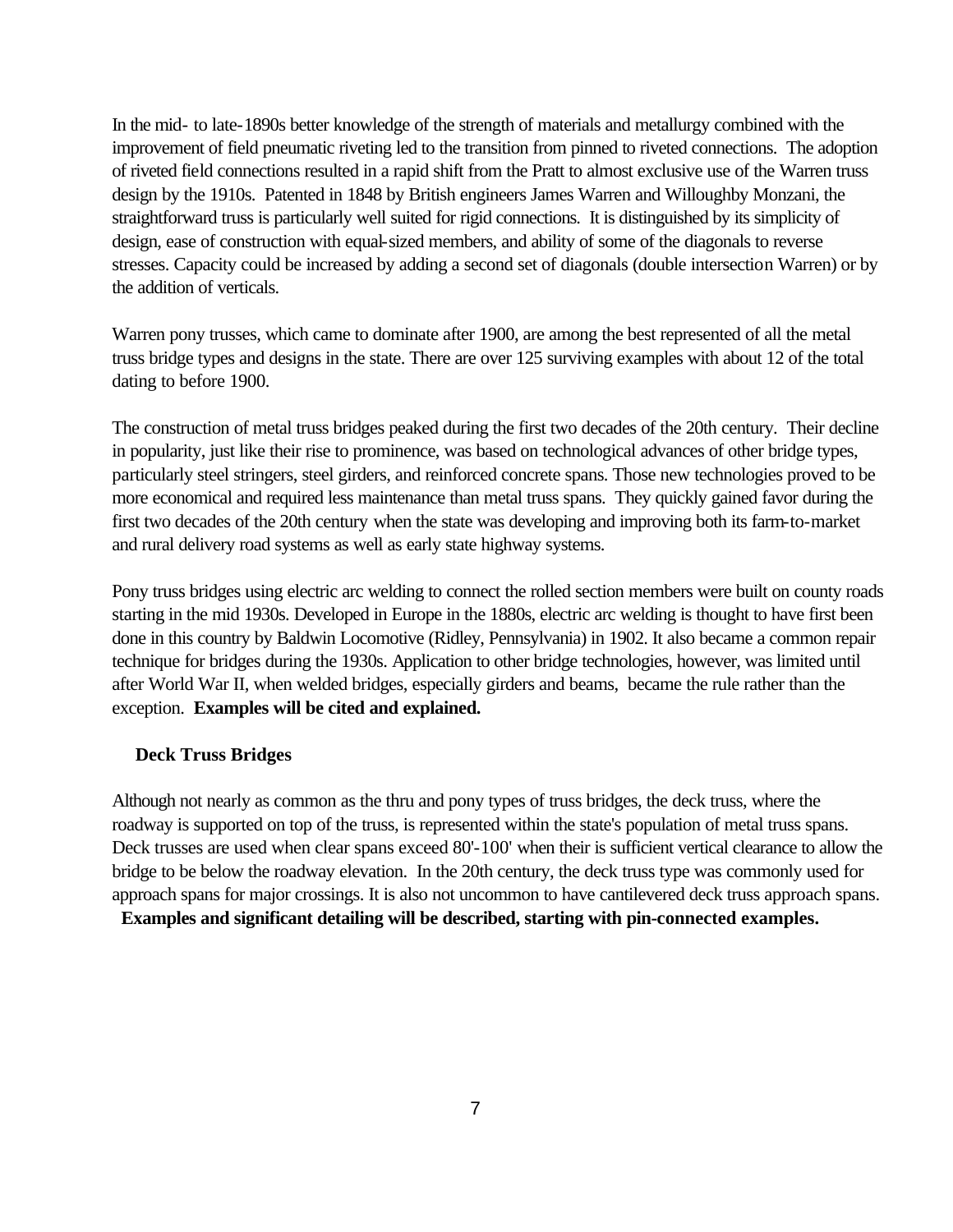In the mid- to late-1890s better knowledge of the strength of materials and metallurgy combined with the improvement of field pneumatic riveting led to the transition from pinned to riveted connections. The adoption of riveted field connections resulted in a rapid shift from the Pratt to almost exclusive use of the Warren truss design by the 1910s. Patented in 1848 by British engineers James Warren and Willoughby Monzani, the straightforward truss is particularly well suited for rigid connections. It is distinguished by its simplicity of design, ease of construction with equal-sized members, and ability of some of the diagonals to reverse stresses. Capacity could be increased by adding a second set of diagonals (double intersection Warren) or by the addition of verticals.

Warren pony trusses, which came to dominate after 1900, are among the best represented of all the metal truss bridge types and designs in the state. There are over 125 surviving examples with about 12 of the total dating to before 1900.

The construction of metal truss bridges peaked during the first two decades of the 20th century. Their decline in popularity, just like their rise to prominence, was based on technological advances of other bridge types, particularly steel stringers, steel girders, and reinforced concrete spans. Those new technologies proved to be more economical and required less maintenance than metal truss spans. They quickly gained favor during the first two decades of the 20th century when the state was developing and improving both its farm-to-market and rural delivery road systems as well as early state highway systems.

Pony truss bridges using electric arc welding to connect the rolled section members were built on county roads starting in the mid 1930s. Developed in Europe in the 1880s, electric arc welding is thought to have first been done in this country by Baldwin Locomotive (Ridley, Pennsylvania) in 1902. It also became a common repair technique for bridges during the 1930s. Application to other bridge technologies, however, was limited until after World War II, when welded bridges, especially girders and beams, became the rule rather than the exception. **Examples will be cited and explained.**

### Deck Truss Bridges

Although not nearly as common as the thru and pony types of truss bridges, the deck truss, where the roadway is supported on top of the truss, is represented within the state's population of metal truss spans. Deck trusses are used when clear spans exceed 80'-100' when their is sufficient vertical clearance to allow the bridge to be below the roadway elevation. In the 20th century, the deck truss type was commonly used for approach spans for major crossings. It is also not uncommon to have cantilevered deck truss approach spans. **Examples and significant detailing will be described, starting with pin-connected examples.**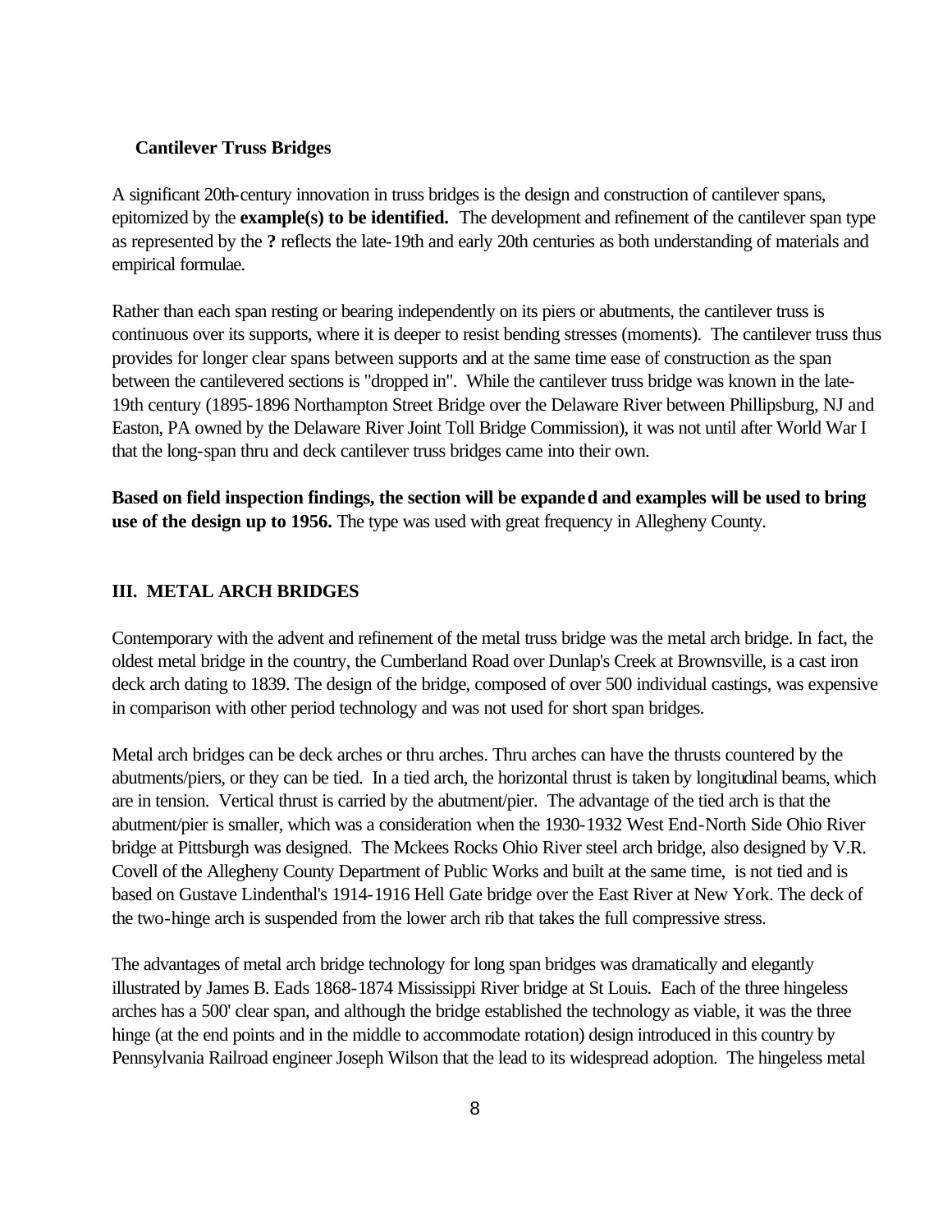### Cantilever Truss Bridges

A significant 20th-century innovation in truss bridges is the design and construction of cantilever spans, epitomized by the **example(s) to be identified.** The development and refinement of the cantilever span type as represented by the **?** reflects the late-19th and early 20th centuries as both understanding of materials and empirical formulae.

Rather than each span resting or bearing independently on its piers or abutments, the cantilever truss is continuous over its supports, where it is deeper to resist bending stresses (moments). The cantilever truss thus provides for longer clear spans between supports and at the same time ease of construction as the span between the cantilevered sections is "dropped in". While the cantilever truss bridge was known in the late-19th century (1895-1896 Northampton Street Bridge over the Delaware River between Phillipsburg, NJ and Easton, PA owned by the Delaware River Joint Toll Bridge Commission), it was not until after World War I that the long-span thru and deck cantilever truss bridges came into their own.

**Based on field inspection findings, the section will be expanded and examples will be used to bring use of the design up to 1956.** The type was used with great frequency in Allegheny County.

## III. METAL ARCH BRIDGES

Contemporary with the advent and refinement of the metal truss bridge was the metal arch bridge. In fact, the oldest metal bridge in the country, the Cumberland Road over Dunlap's Creek at Brownsville, is a cast iron deck arch dating to 1839. The design of the bridge, composed of over 500 individual castings, was expensive in comparison with other period technology and was not used for short span bridges.

Metal arch bridges can be deck arches or thru arches. Thru arches can have the thrusts countered by the abutments/piers, or they can be tied. In a tied arch, the horizontal thrust is taken by longitudinal beams, which are in tension. Vertical thrust is carried by the abutment/pier. The advantage of the tied arch is that the abutment/pier is smaller, which was a consideration when the 1930-1932 West End-North Side Ohio River bridge at Pittsburgh was designed. The Mckees Rocks Ohio River steel arch bridge, also designed by V.R. Covell of the Allegheny County Department of Public Works and built at the same time, is not tied and is based on Gustave Lindenthal's 1914-1916 Hell Gate bridge over the East River at New York. The deck of the two-hinge arch is suspended from the lower arch rib that takes the full compressive stress.

The advantages of metal arch bridge technology for long span bridges was dramatically and elegantly illustrated by James B. Eads 1868-1874 Mississippi River bridge at St Louis. Each of the three hingeless arches has a 500' clear span, and although the bridge established the technology as viable, it was the three hinge (at the end points and in the middle to accommodate rotation) design introduced in this country by Pennsylvania Railroad engineer Joseph Wilson that the lead to its widespread adoption. The hingeless metal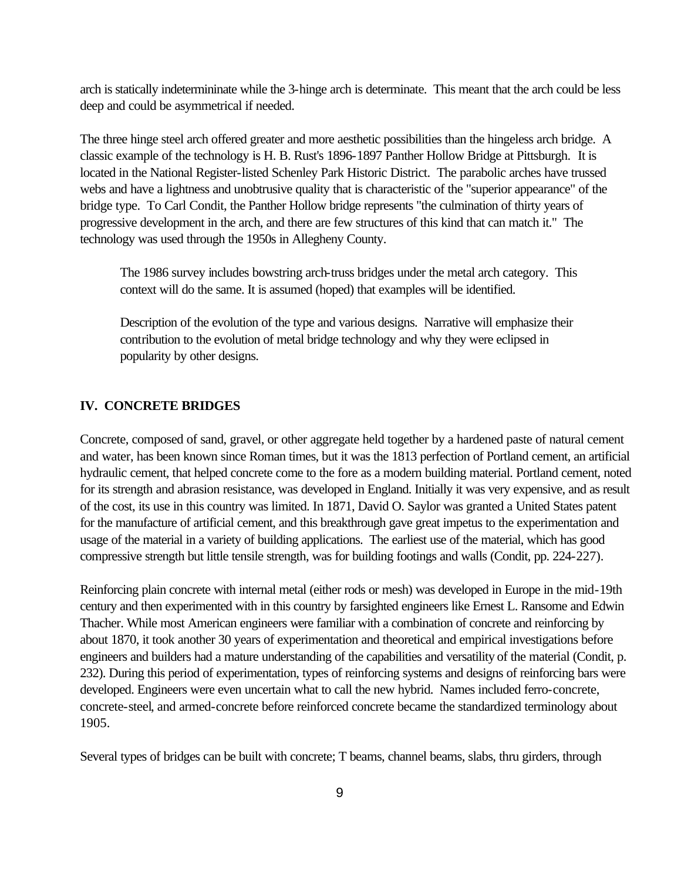arch is statically indetermininate while the 3-hinge arch is determinate. This meant that the arch could be less deep and could be asymmetrical if needed.

The three hinge steel arch offered greater and more aesthetic possibilities than the hingeless arch bridge. A classic example of the technology is H. B. Rust's 1896-1897 Panther Hollow Bridge at Pittsburgh. It is located in the National Register-listed Schenley Park Historic District. The parabolic arches have trussed webs and have a lightness and unobtrusive quality that is characteristic of the "superior appearance" of the bridge type. To Carl Condit, the Panther Hollow bridge represents "the culmination of thirty years of progressive development in the arch, and there are few structures of this kind that can match it." The technology was used through the 1950s in Allegheny County.

> The 1986 survey includes bowstring arch-truss bridges under the metal arch category. This context will do the same. It is assumed (hoped) that examples will be identified.
>
> Description of the evolution of the type and various designs. Narrative will emphasize their contribution to the evolution of metal bridge technology and why they were eclipsed in popularity by other designs.

## IV. CONCRETE BRIDGES

Concrete, composed of sand, gravel, or other aggregate held together by a hardened paste of natural cement and water, has been known since Roman times, but it was the 1813 perfection of Portland cement, an artificial hydraulic cement, that helped concrete come to the fore as a modern building material. Portland cement, noted for its strength and abrasion resistance, was developed in England. Initially it was very expensive, and as result of the cost, its use in this country was limited. In 1871, David O. Saylor was granted a United States patent for the manufacture of artificial cement, and this breakthrough gave great impetus to the experimentation and usage of the material in a variety of building applications. The earliest use of the material, which has good compressive strength but little tensile strength, was for building footings and walls (Condit, pp. 224-227).

Reinforcing plain concrete with internal metal (either rods or mesh) was developed in Europe in the mid-19th century and then experimented with in this country by farsighted engineers like Ernest L. Ransome and Edwin Thacher. While most American engineers were familiar with a combination of concrete and reinforcing by about 1870, it took another 30 years of experimentation and theoretical and empirical investigations before engineers and builders had a mature understanding of the capabilities and versatility of the material (Condit, p. 232). During this period of experimentation, types of reinforcing systems and designs of reinforcing bars were developed. Engineers were even uncertain what to call the new hybrid. Names included ferro-concrete, concrete-steel, and armed-concrete before reinforced concrete became the standardized terminology about 1905.

Several types of bridges can be built with concrete; T beams, channel beams, slabs, thru girders, through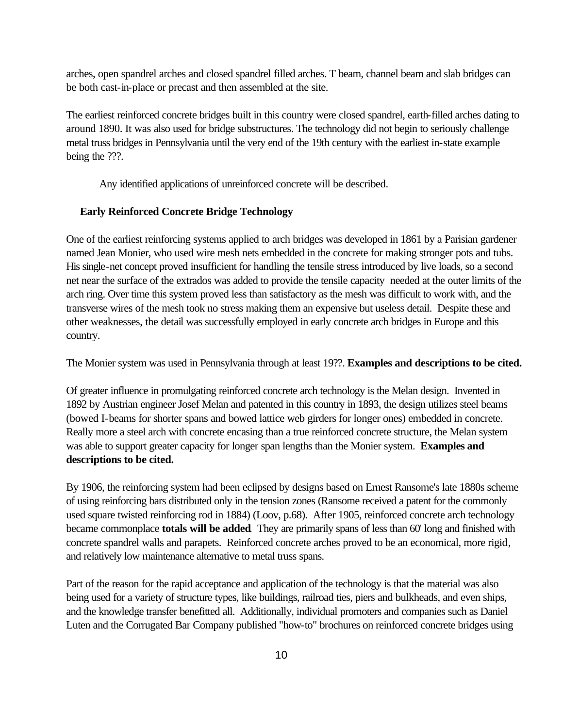arches, open spandrel arches and closed spandrel filled arches. T beam, channel beam and slab bridges can be both cast-in-place or precast and then assembled at the site.

The earliest reinforced concrete bridges built in this country were closed spandrel, earth-filled arches dating to around 1890. It was also used for bridge substructures. The technology did not begin to seriously challenge metal truss bridges in Pennsylvania until the very end of the 19th century with the earliest in-state example being the ???.

Any identified applications of unreinforced concrete will be described.

### Early Reinforced Concrete Bridge Technology

One of the earliest reinforcing systems applied to arch bridges was developed in 1861 by a Parisian gardener named Jean Monier, who used wire mesh nets embedded in the concrete for making stronger pots and tubs. His single-net concept proved insufficient for handling the tensile stress introduced by live loads, so a second net near the surface of the extrados was added to provide the tensile capacity needed at the outer limits of the arch ring. Over time this system proved less than satisfactory as the mesh was difficult to work with, and the transverse wires of the mesh took no stress making them an expensive but useless detail. Despite these and other weaknesses, the detail was successfully employed in early concrete arch bridges in Europe and this country.

The Monier system was used in Pennsylvania through at least 19??. **Examples and descriptions to be cited.**

Of greater influence in promulgating reinforced concrete arch technology is the Melan design. Invented in 1892 by Austrian engineer Josef Melan and patented in this country in 1893, the design utilizes steel beams (bowed I-beams for shorter spans and bowed lattice web girders for longer ones) embedded in concrete. Really more a steel arch with concrete encasing than a true reinforced concrete structure, the Melan system was able to support greater capacity for longer span lengths than the Monier system. **Examples and descriptions to be cited.**

By 1906, the reinforcing system had been eclipsed by designs based on Ernest Ransome's late 1880s scheme of using reinforcing bars distributed only in the tension zones (Ransome received a patent for the commonly used square twisted reinforcing rod in 1884) (Loov, p.68). After 1905, reinforced concrete arch technology became commonplace **totals will be added**. They are primarily spans of less than 60' long and finished with concrete spandrel walls and parapets. Reinforced concrete arches proved to be an economical, more rigid, and relatively low maintenance alternative to metal truss spans.

Part of the reason for the rapid acceptance and application of the technology is that the material was also being used for a variety of structure types, like buildings, railroad ties, piers and bulkheads, and even ships, and the knowledge transfer benefitted all. Additionally, individual promoters and companies such as Daniel Luten and the Corrugated Bar Company published "how-to" brochures on reinforced concrete bridges using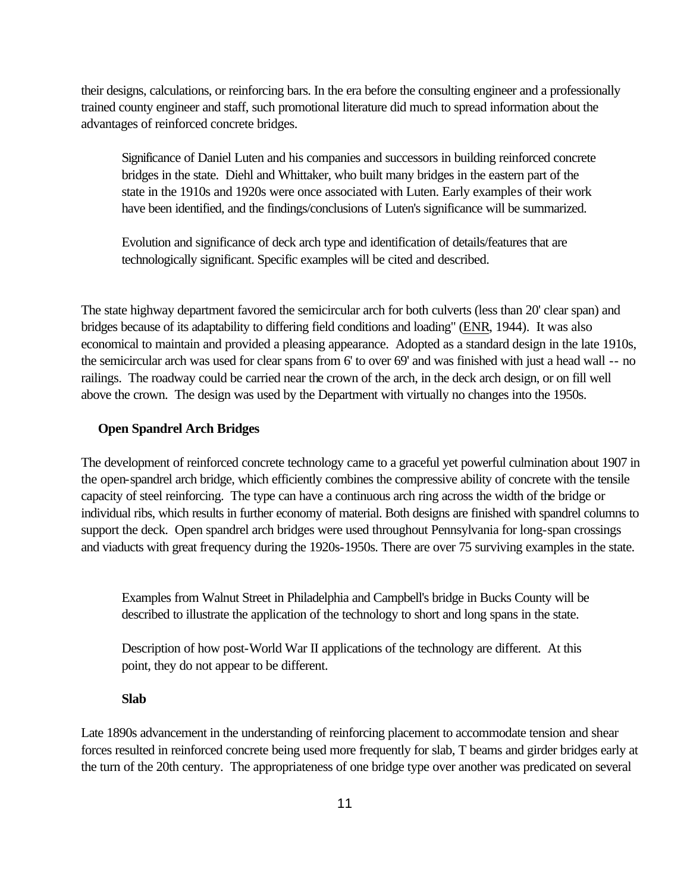their designs, calculations, or reinforcing bars. In the era before the consulting engineer and a professionally trained county engineer and staff, such promotional literature did much to spread information about the advantages of reinforced concrete bridges.

> Significance of Daniel Luten and his companies and successors in building reinforced concrete bridges in the state. Diehl and Whittaker, who built many bridges in the eastern part of the state in the 1910s and 1920s were once associated with Luten. Early examples of their work have been identified, and the findings/conclusions of Luten's significance will be summarized.
>
> Evolution and significance of deck arch type and identification of details/features that are technologically significant. Specific examples will be cited and described.

The state highway department favored the semicircular arch for both culverts (less than 20' clear span) and bridges because of its adaptability to differing field conditions and loading" (ENR, 1944). It was also economical to maintain and provided a pleasing appearance. Adopted as a standard design in the late 1910s, the semicircular arch was used for clear spans from 6' to over 69' and was finished with just a head wall -- no railings. The roadway could be carried near the crown of the arch, in the deck arch design, or on fill well above the crown. The design was used by the Department with virtually no changes into the 1950s.

### Open Spandrel Arch Bridges

The development of reinforced concrete technology came to a graceful yet powerful culmination about 1907 in the open-spandrel arch bridge, which efficiently combines the compressive ability of concrete with the tensile capacity of steel reinforcing. The type can have a continuous arch ring across the width of the bridge or individual ribs, which results in further economy of material. Both designs are finished with spandrel columns to support the deck. Open spandrel arch bridges were used throughout Pennsylvania for long-span crossings and viaducts with great frequency during the 1920s-1950s. There are over 75 surviving examples in the state.

> Examples from Walnut Street in Philadelphia and Campbell's bridge in Bucks County will be described to illustrate the application of the technology to short and long spans in the state.
>
> Description of how post-World War II applications of the technology are different. At this point, they do not appear to be different.

### Slab

Late 1890s advancement in the understanding of reinforcing placement to accommodate tension and shear forces resulted in reinforced concrete being used more frequently for slab, T beams and girder bridges early at the turn of the 20th century. The appropriateness of one bridge type over another was predicated on several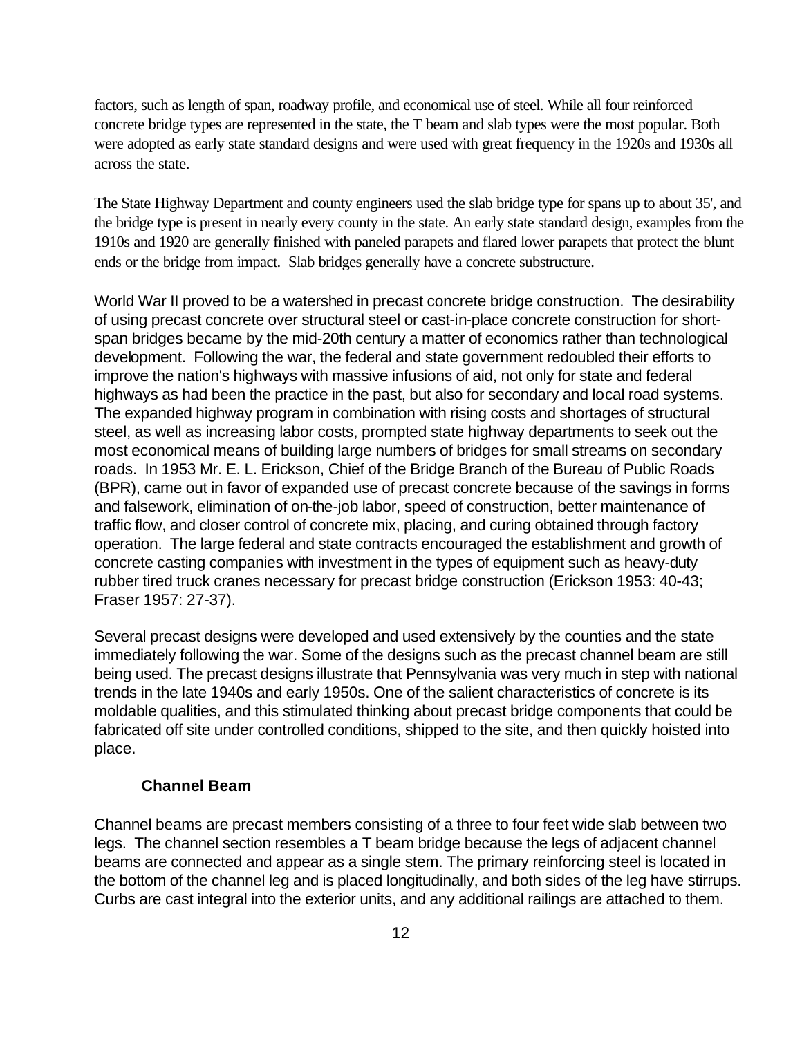factors, such as length of span, roadway profile, and economical use of steel. While all four reinforced concrete bridge types are represented in the state, the T beam and slab types were the most popular. Both were adopted as early state standard designs and were used with great frequency in the 1920s and 1930s all across the state.

The State Highway Department and county engineers used the slab bridge type for spans up to about 35', and the bridge type is present in nearly every county in the state. An early state standard design, examples from the 1910s and 1920 are generally finished with paneled parapets and flared lower parapets that protect the blunt ends or the bridge from impact. Slab bridges generally have a concrete substructure.

World War II proved to be a watershed in precast concrete bridge construction. The desirability of using precast concrete over structural steel or cast-in-place concrete construction for short-span bridges became by the mid-20th century a matter of economics rather than technological development. Following the war, the federal and state government redoubled their efforts to improve the nation's highways with massive infusions of aid, not only for state and federal highways as had been the practice in the past, but also for secondary and local road systems. The expanded highway program in combination with rising costs and shortages of structural steel, as well as increasing labor costs, prompted state highway departments to seek out the most economical means of building large numbers of bridges for small streams on secondary roads. In 1953 Mr. E. L. Erickson, Chief of the Bridge Branch of the Bureau of Public Roads (BPR), came out in favor of expanded use of precast concrete because of the savings in forms and falsework, elimination of on-the-job labor, speed of construction, better maintenance of traffic flow, and closer control of concrete mix, placing, and curing obtained through factory operation. The large federal and state contracts encouraged the establishment and growth of concrete casting companies with investment in the types of equipment such as heavy-duty rubber tired truck cranes necessary for precast bridge construction (Erickson 1953: 40-43; Fraser 1957: 27-37).

Several precast designs were developed and used extensively by the counties and the state immediately following the war. Some of the designs such as the precast channel beam are still being used. The precast designs illustrate that Pennsylvania was very much in step with national trends in the late 1940s and early 1950s. One of the salient characteristics of concrete is its moldable qualities, and this stimulated thinking about precast bridge components that could be fabricated off site under controlled conditions, shipped to the site, and then quickly hoisted into place.

### Channel Beam

Channel beams are precast members consisting of a three to four feet wide slab between two legs. The channel section resembles a T beam bridge because the legs of adjacent channel beams are connected and appear as a single stem. The primary reinforcing steel is located in the bottom of the channel leg and is placed longitudinally, and both sides of the leg have stirrups. Curbs are cast integral into the exterior units, and any additional railings are attached to them.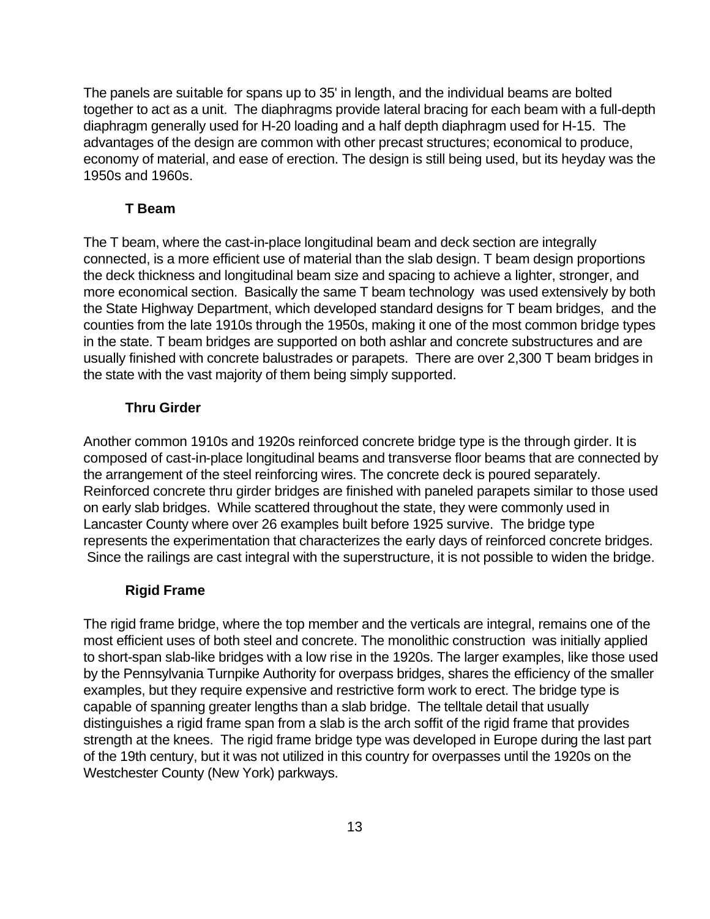The panels are suitable for spans up to 35' in length, and the individual beams are bolted together to act as a unit. The diaphragms provide lateral bracing for each beam with a full-depth diaphragm generally used for H-20 loading and a half depth diaphragm used for H-15. The advantages of the design are common with other precast structures; economical to produce, economy of material, and ease of erection. The design is still being used, but its heyday was the 1950s and 1960s.

### T Beam

The T beam, where the cast-in-place longitudinal beam and deck section are integrally connected, is a more efficient use of material than the slab design. T beam design proportions the deck thickness and longitudinal beam size and spacing to achieve a lighter, stronger, and more economical section. Basically the same T beam technology was used extensively by both the State Highway Department, which developed standard designs for T beam bridges, and the counties from the late 1910s through the 1950s, making it one of the most common bridge types in the state. T beam bridges are supported on both ashlar and concrete substructures and are usually finished with concrete balustrades or parapets. There are over 2,300 T beam bridges in the state with the vast majority of them being simply supported.

### Thru Girder

Another common 1910s and 1920s reinforced concrete bridge type is the through girder. It is composed of cast-in-place longitudinal beams and transverse floor beams that are connected by the arrangement of the steel reinforcing wires. The concrete deck is poured separately. Reinforced concrete thru girder bridges are finished with paneled parapets similar to those used on early slab bridges. While scattered throughout the state, they were commonly used in Lancaster County where over 26 examples built before 1925 survive. The bridge type represents the experimentation that characterizes the early days of reinforced concrete bridges. Since the railings are cast integral with the superstructure, it is not possible to widen the bridge.

### Rigid Frame

The rigid frame bridge, where the top member and the verticals are integral, remains one of the most efficient uses of both steel and concrete. The monolithic construction was initially applied to short-span slab-like bridges with a low rise in the 1920s. The larger examples, like those used by the Pennsylvania Turnpike Authority for overpass bridges, shares the efficiency of the smaller examples, but they require expensive and restrictive form work to erect. The bridge type is capable of spanning greater lengths than a slab bridge. The telltale detail that usually distinguishes a rigid frame span from a slab is the arch soffit of the rigid frame that provides strength at the knees. The rigid frame bridge type was developed in Europe during the last part of the 19th century, but it was not utilized in this country for overpasses until the 1920s on the Westchester County (New York) parkways.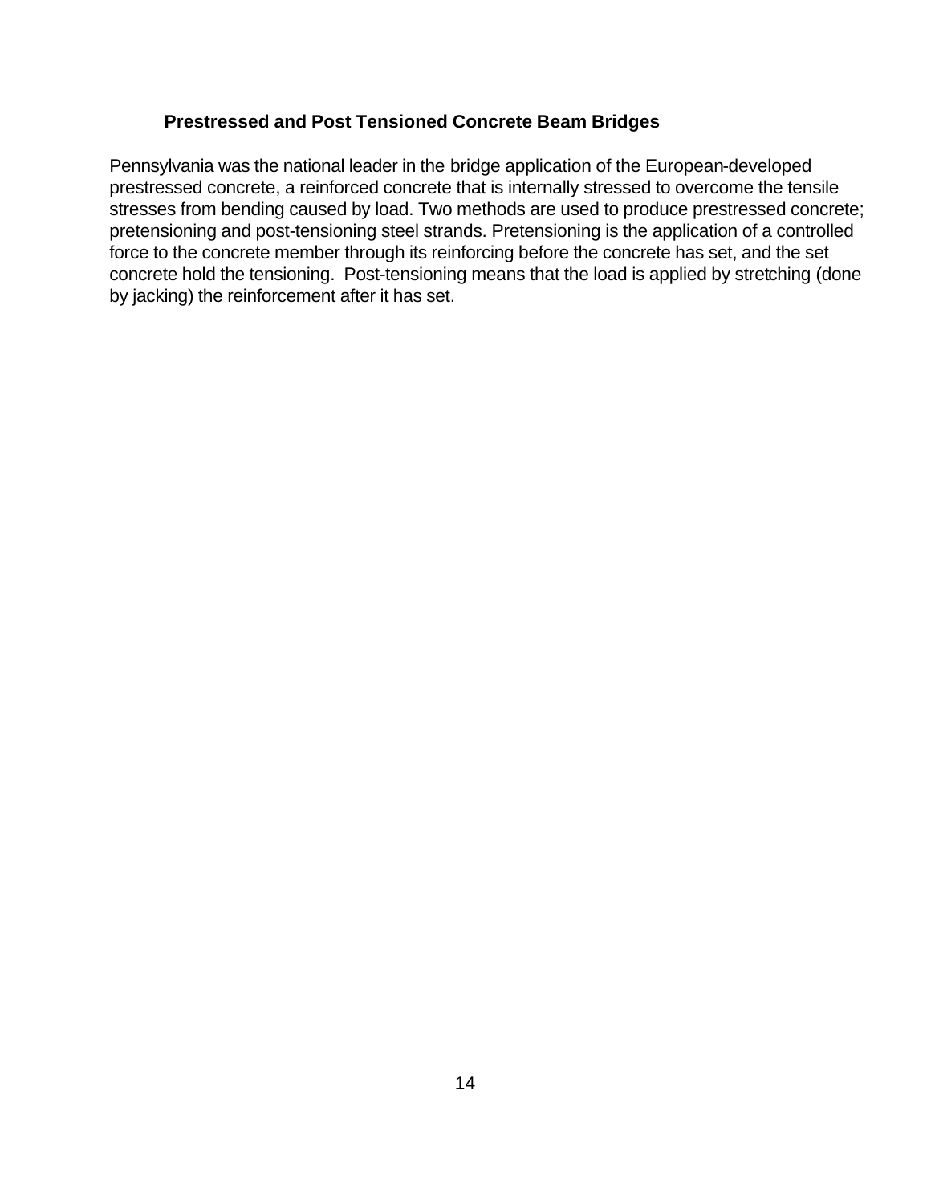### Prestressed and Post Tensioned Concrete Beam Bridges

Pennsylvania was the national leader in the bridge application of the European-developed prestressed concrete, a reinforced concrete that is internally stressed to overcome the tensile stresses from bending caused by load. Two methods are used to produce prestressed concrete; pretensioning and post-tensioning steel strands. Pretensioning is the application of a controlled force to the concrete member through its reinforcing before the concrete has set, and the set concrete hold the tensioning. Post-tensioning means that the load is applied by stretching (done by jacking) the reinforcement after it has set.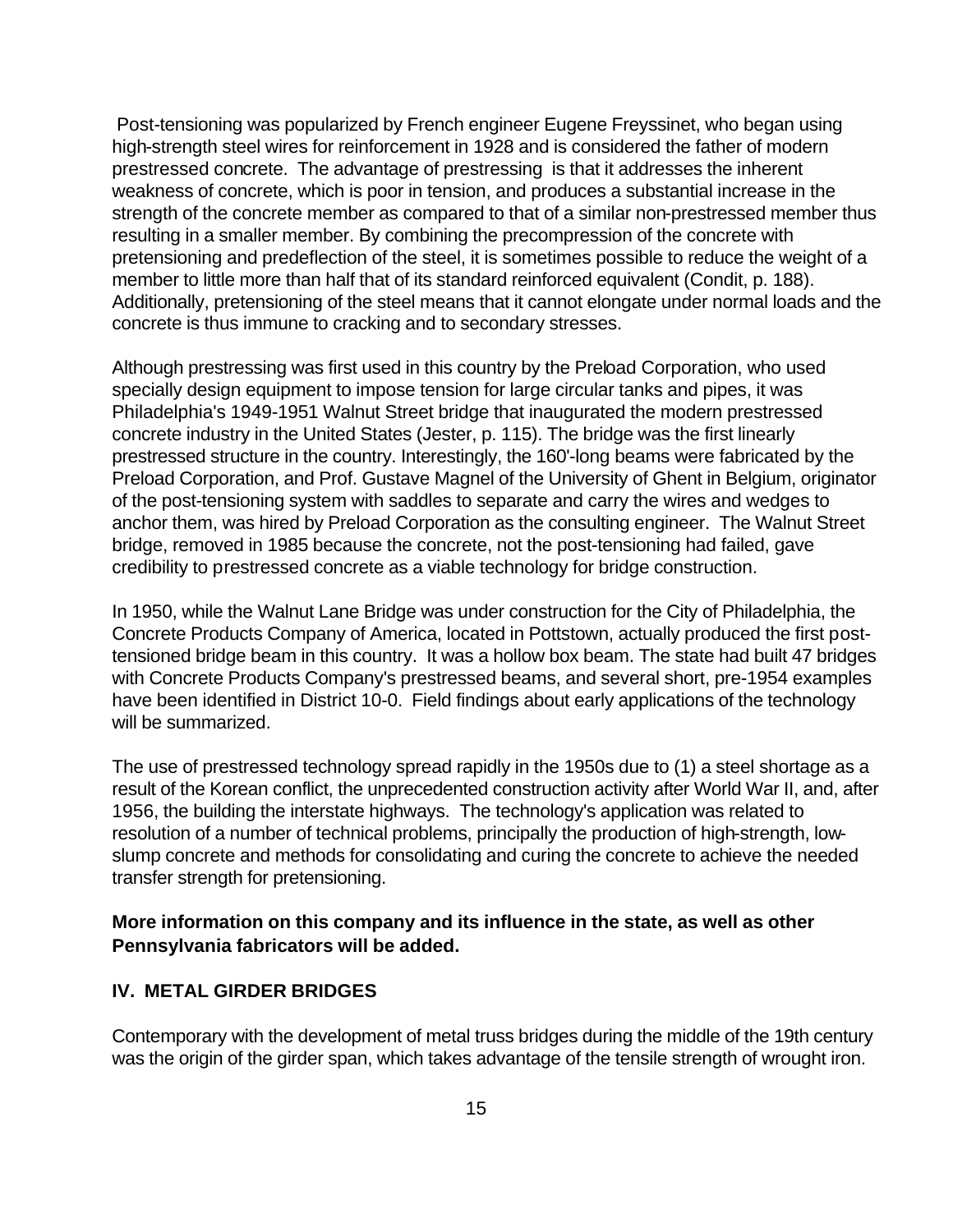Post-tensioning was popularized by French engineer Eugene Freyssinet, who began using high-strength steel wires for reinforcement in 1928 and is considered the father of modern prestressed concrete. The advantage of prestressing is that it addresses the inherent weakness of concrete, which is poor in tension, and produces a substantial increase in the strength of the concrete member as compared to that of a similar non-prestressed member thus resulting in a smaller member. By combining the precompression of the concrete with pretensioning and predeflection of the steel, it is sometimes possible to reduce the weight of a member to little more than half that of its standard reinforced equivalent (Condit, p. 188). Additionally, pretensioning of the steel means that it cannot elongate under normal loads and the concrete is thus immune to cracking and to secondary stresses.

Although prestressing was first used in this country by the Preload Corporation, who used specially design equipment to impose tension for large circular tanks and pipes, it was Philadelphia's 1949-1951 Walnut Street bridge that inaugurated the modern prestressed concrete industry in the United States (Jester, p. 115). The bridge was the first linearly prestressed structure in the country. Interestingly, the 160'-long beams were fabricated by the Preload Corporation, and Prof. Gustave Magnel of the University of Ghent in Belgium, originator of the post-tensioning system with saddles to separate and carry the wires and wedges to anchor them, was hired by Preload Corporation as the consulting engineer. The Walnut Street bridge, removed in 1985 because the concrete, not the post-tensioning had failed, gave credibility to prestressed concrete as a viable technology for bridge construction.

In 1950, while the Walnut Lane Bridge was under construction for the City of Philadelphia, the Concrete Products Company of America, located in Pottstown, actually produced the first post-tensioned bridge beam in this country. It was a hollow box beam. The state had built 47 bridges with Concrete Products Company's prestressed beams, and several short, pre-1954 examples have been identified in District 10-0. Field findings about early applications of the technology will be summarized.

The use of prestressed technology spread rapidly in the 1950s due to (1) a steel shortage as a result of the Korean conflict, the unprecedented construction activity after World War II, and, after 1956, the building the interstate highways. The technology's application was related to resolution of a number of technical problems, principally the production of high-strength, low-slump concrete and methods for consolidating and curing the concrete to achieve the needed transfer strength for pretensioning.

**More information on this company and its influence in the state, as well as other Pennsylvania fabricators will be added.**

## IV. METAL GIRDER BRIDGES

Contemporary with the development of metal truss bridges during the middle of the 19th century was the origin of the girder span, which takes advantage of the tensile strength of wrought iron.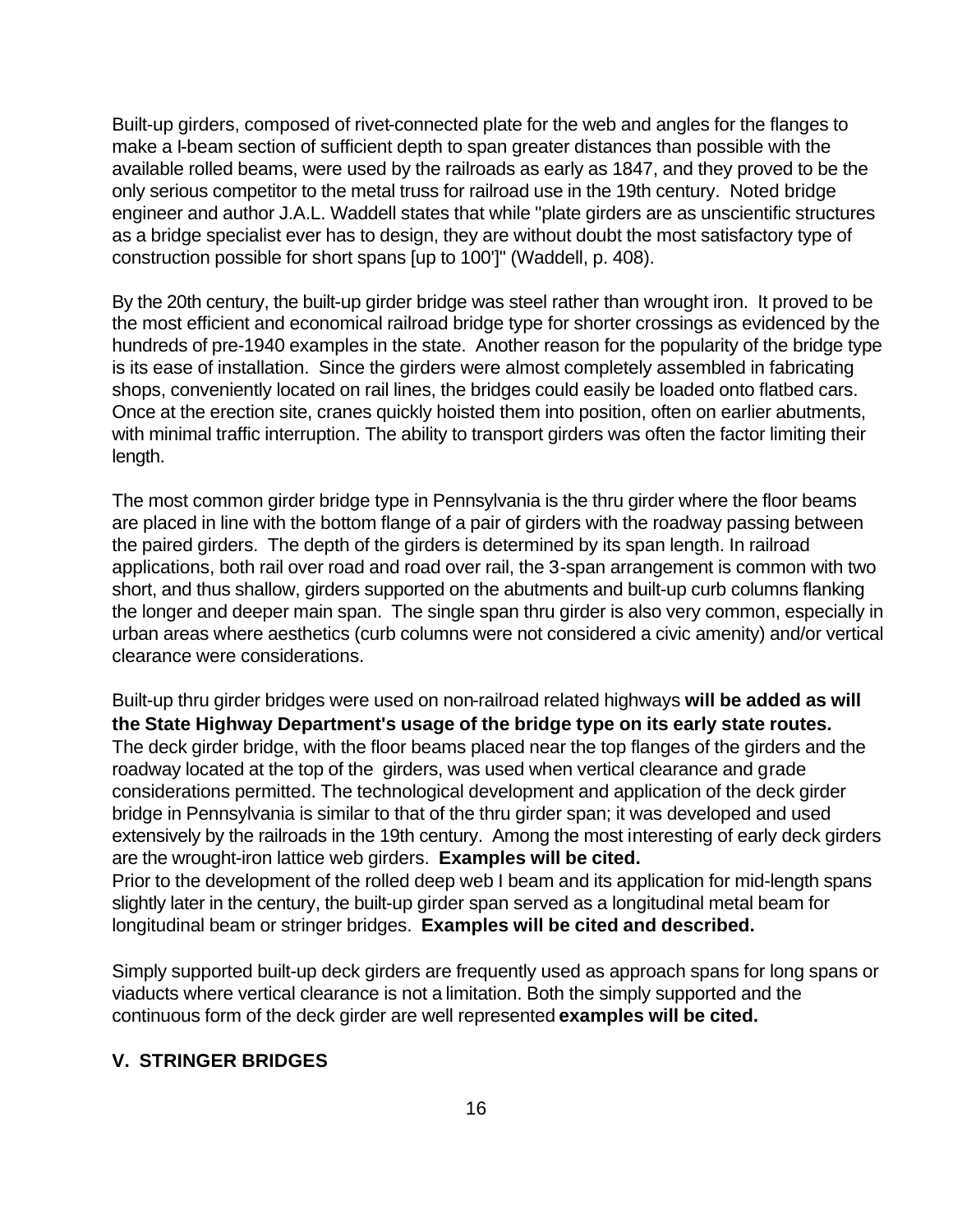Built-up girders, composed of rivet-connected plate for the web and angles for the flanges to make a I-beam section of sufficient depth to span greater distances than possible with the available rolled beams, were used by the railroads as early as 1847, and they proved to be the only serious competitor to the metal truss for railroad use in the 19th century. Noted bridge engineer and author J.A.L. Waddell states that while "plate girders are as unscientific structures as a bridge specialist ever has to design, they are without doubt the most satisfactory type of construction possible for short spans [up to 100']" (Waddell, p. 408).

By the 20th century, the built-up girder bridge was steel rather than wrought iron. It proved to be the most efficient and economical railroad bridge type for shorter crossings as evidenced by the hundreds of pre-1940 examples in the state. Another reason for the popularity of the bridge type is its ease of installation. Since the girders were almost completely assembled in fabricating shops, conveniently located on rail lines, the bridges could easily be loaded onto flatbed cars. Once at the erection site, cranes quickly hoisted them into position, often on earlier abutments, with minimal traffic interruption. The ability to transport girders was often the factor limiting their length.

The most common girder bridge type in Pennsylvania is the thru girder where the floor beams are placed in line with the bottom flange of a pair of girders with the roadway passing between the paired girders. The depth of the girders is determined by its span length. In railroad applications, both rail over road and road over rail, the 3-span arrangement is common with two short, and thus shallow, girders supported on the abutments and built-up curb columns flanking the longer and deeper main span. The single span thru girder is also very common, especially in urban areas where aesthetics (curb columns were not considered a civic amenity) and/or vertical clearance were considerations.

Built-up thru girder bridges were used on non-railroad related highways **will be added as will the State Highway Department's usage of the bridge type on its early state routes.** The deck girder bridge, with the floor beams placed near the top flanges of the girders and the roadway located at the top of the girders, was used when vertical clearance and grade considerations permitted. The technological development and application of the deck girder bridge in Pennsylvania is similar to that of the thru girder span; it was developed and used extensively by the railroads in the 19th century. Among the most interesting of early deck girders are the wrought-iron lattice web girders. **Examples will be cited.**
Prior to the development of the rolled deep web I beam and its application for mid-length spans slightly later in the century, the built-up girder span served as a longitudinal metal beam for longitudinal beam or stringer bridges. **Examples will be cited and described.**

Simply supported built-up deck girders are frequently used as approach spans for long spans or viaducts where vertical clearance is not a limitation. Both the simply supported and the continuous form of the deck girder are well represented **examples will be cited.**

## V. STRINGER BRIDGES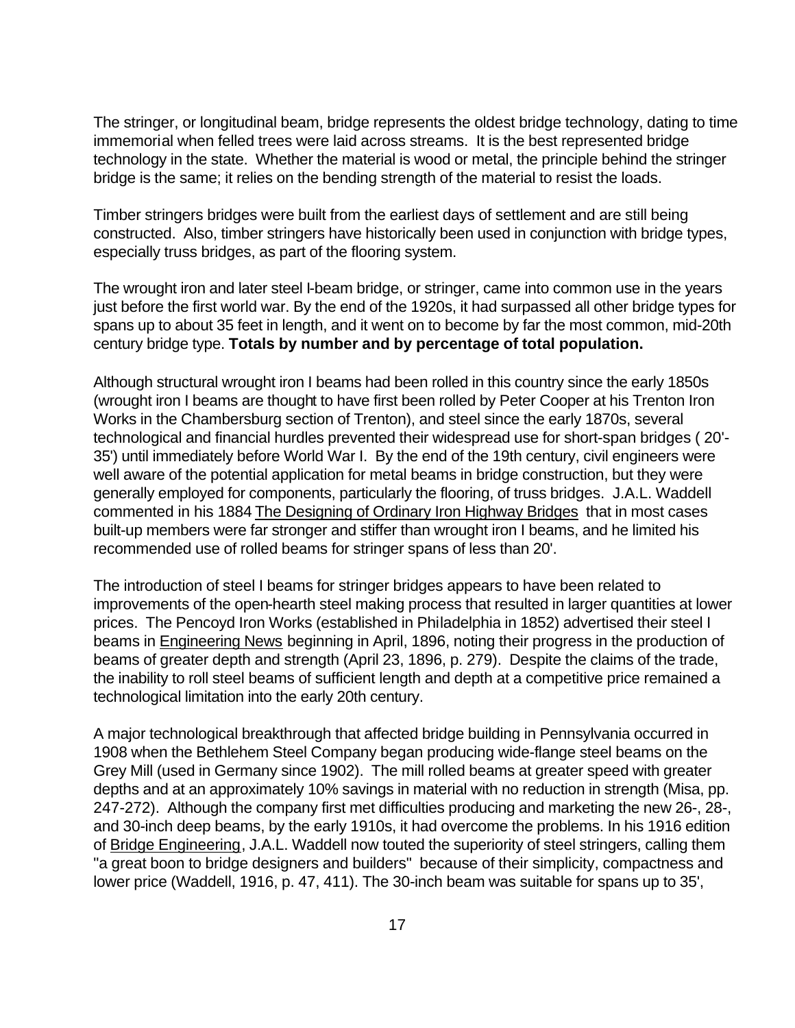The stringer, or longitudinal beam, bridge represents the oldest bridge technology, dating to time immemorial when felled trees were laid across streams. It is the best represented bridge technology in the state. Whether the material is wood or metal, the principle behind the stringer bridge is the same; it relies on the bending strength of the material to resist the loads.

Timber stringers bridges were built from the earliest days of settlement and are still being constructed. Also, timber stringers have historically been used in conjunction with bridge types, especially truss bridges, as part of the flooring system.

The wrought iron and later steel I-beam bridge, or stringer, came into common use in the years just before the first world war. By the end of the 1920s, it had surpassed all other bridge types for spans up to about 35 feet in length, and it went on to become by far the most common, mid-20th century bridge type. **Totals by number and by percentage of total population.**

Although structural wrought iron I beams had been rolled in this country since the early 1850s (wrought iron I beams are thought to have first been rolled by Peter Cooper at his Trenton Iron Works in the Chambersburg section of Trenton), and steel since the early 1870s, several technological and financial hurdles prevented their widespread use for short-span bridges ( 20'-35') until immediately before World War I. By the end of the 19th century, civil engineers were well aware of the potential application for metal beams in bridge construction, but they were generally employed for components, particularly the flooring, of truss bridges. J.A.L. Waddell commented in his 1884 The Designing of Ordinary Iron Highway Bridges that in most cases built-up members were far stronger and stiffer than wrought iron I beams, and he limited his recommended use of rolled beams for stringer spans of less than 20'.

The introduction of steel I beams for stringer bridges appears to have been related to improvements of the open-hearth steel making process that resulted in larger quantities at lower prices. The Pencoyd Iron Works (established in Philadelphia in 1852) advertised their steel I beams in Engineering News beginning in April, 1896, noting their progress in the production of beams of greater depth and strength (April 23, 1896, p. 279). Despite the claims of the trade, the inability to roll steel beams of sufficient length and depth at a competitive price remained a technological limitation into the early 20th century.

A major technological breakthrough that affected bridge building in Pennsylvania occurred in 1908 when the Bethlehem Steel Company began producing wide-flange steel beams on the Grey Mill (used in Germany since 1902). The mill rolled beams at greater speed with greater depths and at an approximately 10% savings in material with no reduction in strength (Misa, pp. 247-272). Although the company first met difficulties producing and marketing the new 26-, 28-, and 30-inch deep beams, by the early 1910s, it had overcome the problems. In his 1916 edition of Bridge Engineering, J.A.L. Waddell now touted the superiority of steel stringers, calling them "a great boon to bridge designers and builders" because of their simplicity, compactness and lower price (Waddell, 1916, p. 47, 411). The 30-inch beam was suitable for spans up to 35',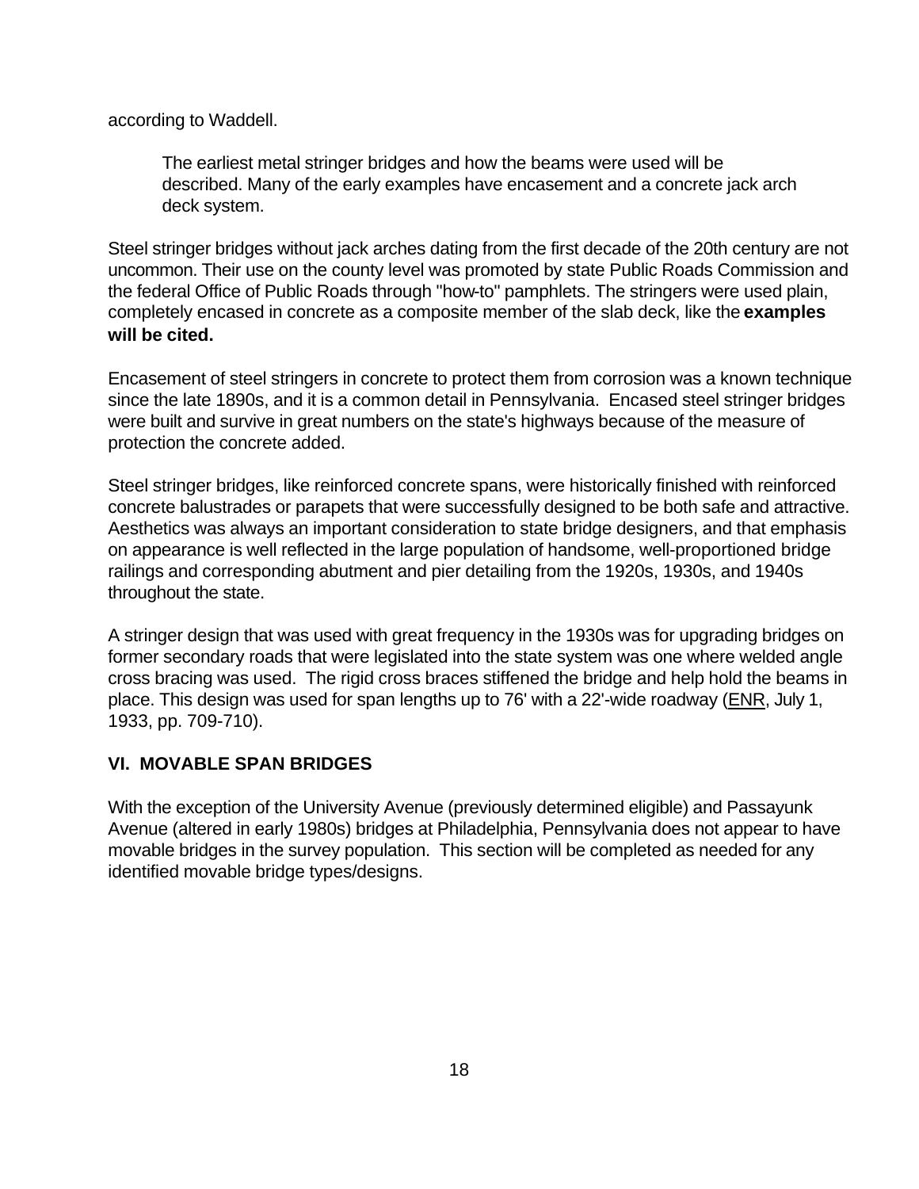according to Waddell.

> The earliest metal stringer bridges and how the beams were used will be described. Many of the early examples have encasement and a concrete jack arch deck system.

Steel stringer bridges without jack arches dating from the first decade of the 20th century are not uncommon. Their use on the county level was promoted by state Public Roads Commission and the federal Office of Public Roads through "how-to" pamphlets. The stringers were used plain, completely encased in concrete as a composite member of the slab deck, like the **examples will be cited.**

Encasement of steel stringers in concrete to protect them from corrosion was a known technique since the late 1890s, and it is a common detail in Pennsylvania. Encased steel stringer bridges were built and survive in great numbers on the state's highways because of the measure of protection the concrete added.

Steel stringer bridges, like reinforced concrete spans, were historically finished with reinforced concrete balustrades or parapets that were successfully designed to be both safe and attractive. Aesthetics was always an important consideration to state bridge designers, and that emphasis on appearance is well reflected in the large population of handsome, well-proportioned bridge railings and corresponding abutment and pier detailing from the 1920s, 1930s, and 1940s throughout the state.

A stringer design that was used with great frequency in the 1930s was for upgrading bridges on former secondary roads that were legislated into the state system was one where welded angle cross bracing was used. The rigid cross braces stiffened the bridge and help hold the beams in place. This design was used for span lengths up to 76' with a 22'-wide roadway (ENR, July 1, 1933, pp. 709-710).

## VI. MOVABLE SPAN BRIDGES

With the exception of the University Avenue (previously determined eligible) and Passayunk Avenue (altered in early 1980s) bridges at Philadelphia, Pennsylvania does not appear to have movable bridges in the survey population. This section will be completed as needed for any identified movable bridge types/designs.